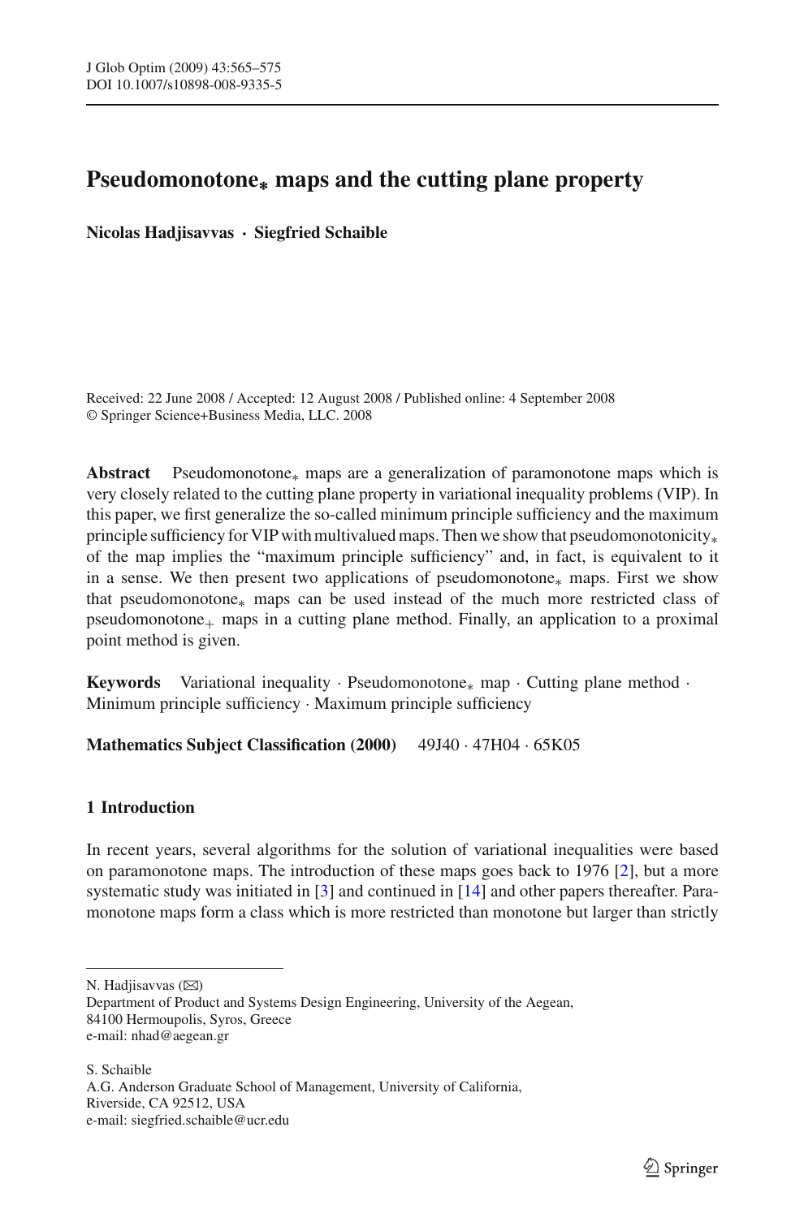# Pseudomonotone$_*$ maps and the cutting plane property

**Nicolas Hadjisavvas · Siegfried Schaible**

Received: 22 June 2008 / Accepted: 12 August 2008 / Published online: 4 September 2008
© Springer Science+Business Media, LLC. 2008

**Abstract** Pseudomonotone$_*$ maps are a generalization of paramonotone maps which is very closely related to the cutting plane property in variational inequality problems (VIP). In this paper, we first generalize the so-called minimum principle sufficiency and the maximum principle sufficiency for VIP with multivalued maps. Then we show that pseudomonotonicity$_*$ of the map implies the "maximum principle sufficiency" and, in fact, is equivalent to it in a sense. We then present two applications of pseudomonotone$_*$ maps. First we show that pseudomonotone$_*$ maps can be used instead of the much more restricted class of pseudomonotone$_+$ maps in a cutting plane method. Finally, an application to a proximal point method is given.

**Keywords** Variational inequality · Pseudomonotone$_*$ map · Cutting plane method · Minimum principle sufficiency · Maximum principle sufficiency

**Mathematics Subject Classification (2000)** 49J40 · 47H04 · 65K05

## 1 Introduction

In recent years, several algorithms for the solution of variational inequalities were based on paramonotone maps. The introduction of these maps goes back to 1976 [2], but a more systematic study was initiated in [3] and continued in [14] and other papers thereafter. Paramonotone maps form a class which is more restricted than monotone but larger than strictly

N. Hadjisavvas (✉)
Department of Product and Systems Design Engineering, University of the Aegean,
84100 Hermoupolis, Syros, Greece
e-mail: nhad@aegean.gr

S. Schaible
A.G. Anderson Graduate School of Management, University of California,
Riverside, CA 92512, USA
e-mail: siegfried.schaible@ucr.edu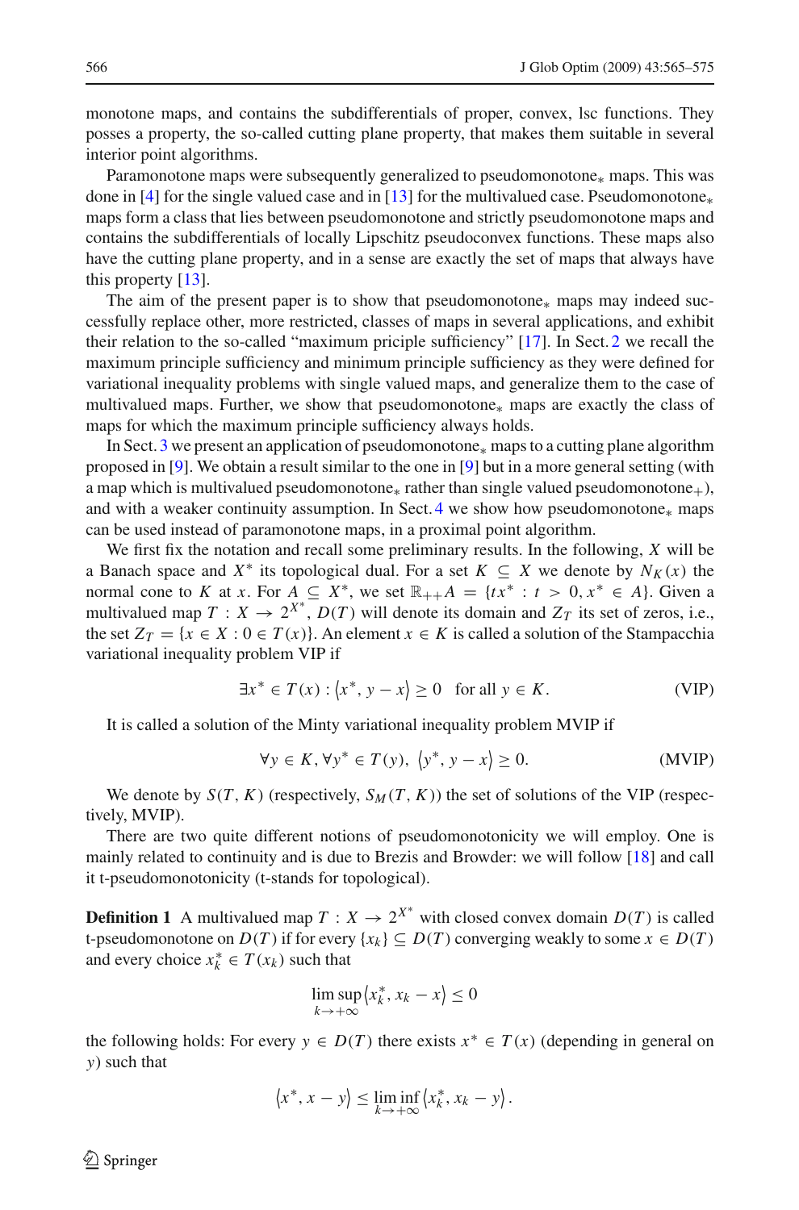monotone maps, and contains the subdifferentials of proper, convex, lsc functions. They posses a property, the so-called cutting plane property, that makes them suitable in several interior point algorithms.

Paramonotone maps were subsequently generalized to pseudomonotone$_*$ maps. This was done in [4] for the single valued case and in [13] for the multivalued case. Pseudomonotone$_*$ maps form a class that lies between pseudomonotone and strictly pseudomonotone maps and contains the subdifferentials of locally Lipschitz pseudoconvex functions. These maps also have the cutting plane property, and in a sense are exactly the set of maps that always have this property [13].

The aim of the present paper is to show that pseudomonotone$_*$ maps may indeed successfully replace other, more restricted, classes of maps in several applications, and exhibit their relation to the so-called "maximum priciple sufficiency" [17]. In Sect. 2 we recall the maximum principle sufficiency and minimum principle sufficiency as they were defined for variational inequality problems with single valued maps, and generalize them to the case of multivalued maps. Further, we show that pseudomonotone$_*$ maps are exactly the class of maps for which the maximum principle sufficiency always holds.

In Sect. 3 we present an application of pseudomonotone$_*$ maps to a cutting plane algorithm proposed in [9]. We obtain a result similar to the one in [9] but in a more general setting (with a map which is multivalued pseudomonotone$_*$ rather than single valued pseudomonotone$_+$), and with a weaker continuity assumption. In Sect. 4 we show how pseudomonotone$_*$ maps can be used instead of paramonotone maps, in a proximal point algorithm.

We first fix the notation and recall some preliminary results. In the following, $X$ will be a Banach space and $X^*$ its topological dual. For a set $K \subseteq X$ we denote by $N_K(x)$ the normal cone to $K$ at $x$. For $A \subseteq X^*$, we set $\mathbb{R}_{++}A = \{tx^* : t > 0, x^* \in A\}$. Given a multivalued map $T : X \to 2^{X^*}$, $D(T)$ will denote its domain and $Z_T$ its set of zeros, i.e., the set $Z_T = \{x \in X : 0 \in T(x)\}$. An element $x \in K$ is called a solution of the Stampacchia variational inequality problem VIP if

$$\exists x^* \in T(x) : \langle x^*, y - x \rangle \geq 0 \quad \text{for all } y \in K. \tag{VIP}$$

It is called a solution of the Minty variational inequality problem MVIP if

$$\forall y \in K, \forall y^* \in T(y), \ \langle y^*, y - x \rangle \geq 0. \tag{MVIP}$$

We denote by $S(T, K)$ (respectively, $S_M(T, K)$) the set of solutions of the VIP (respectively, MVIP).

There are two quite different notions of pseudomonotonicity we will employ. One is mainly related to continuity and is due to Brezis and Browder: we will follow [18] and call it t-pseudomonotonicity (t-stands for topological).

**Definition 1** A multivalued map $T : X \to 2^{X^*}$ with closed convex domain $D(T)$ is called t-pseudomonotone on $D(T)$ if for every $\{x_k\} \subseteq D(T)$ converging weakly to some $x \in D(T)$ and every choice $x_k^* \in T(x_k)$ such that

$$\limsup_{k \to +\infty} \langle x_k^*, x_k - x \rangle \leq 0$$

the following holds: For every $y \in D(T)$ there exists $x^* \in T(x)$ (depending in general on $y$) such that

$$\langle x^*, x - y \rangle \leq \liminf_{k \to +\infty} \langle x_k^*, x_k - y \rangle .$$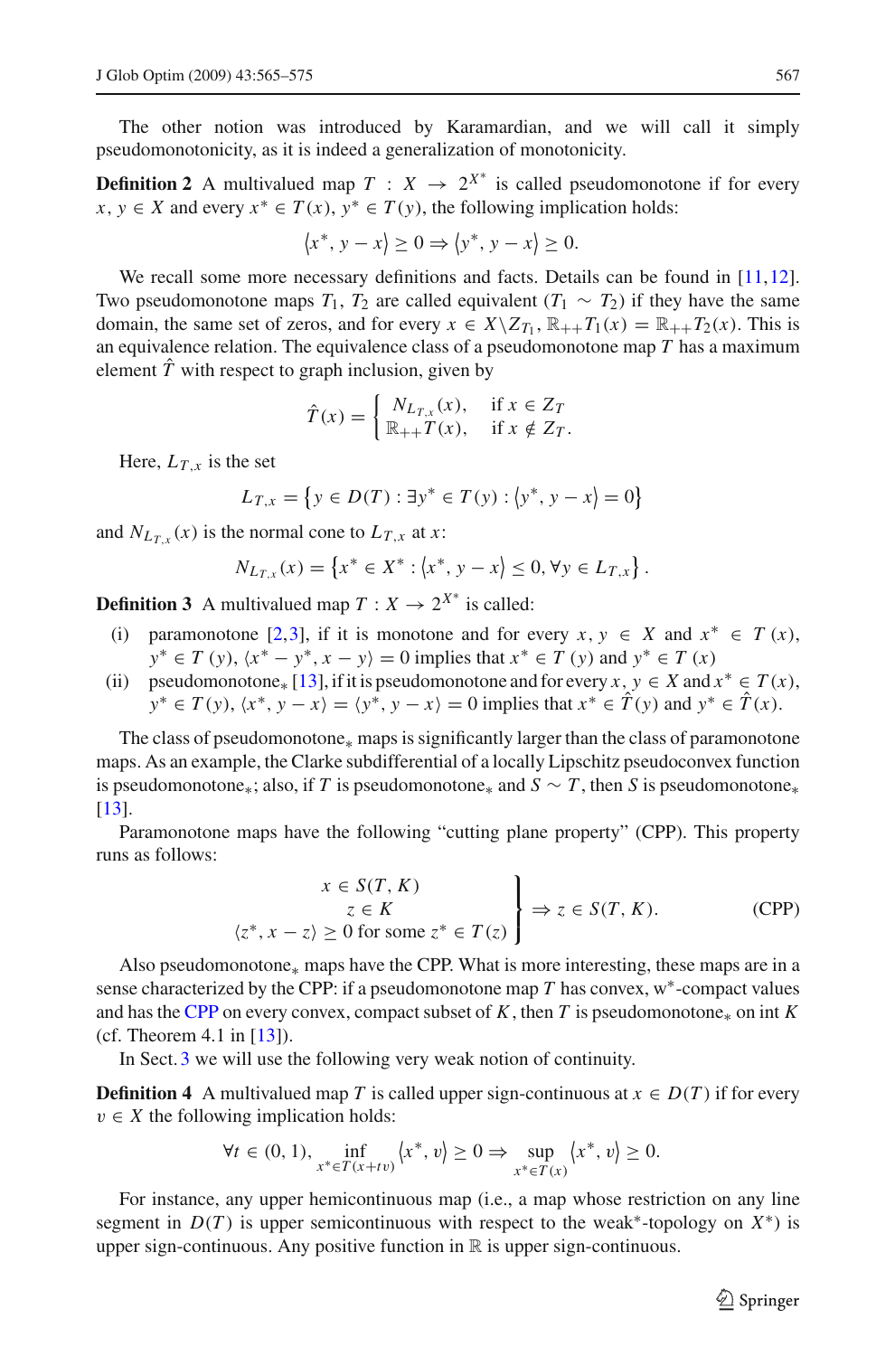The other notion was introduced by Karamardian, and we will call it simply pseudomonotonicity, as it is indeed a generalization of monotonicity.

**Definition 2** A multivalued map $T : X \to 2^{X^*}$ is called pseudomonotone if for every $x, y \in X$ and every $x^* \in T(x)$, $y^* \in T(y)$, the following implication holds:

$$\langle x^*, y - x \rangle \geq 0 \Rightarrow \langle y^*, y - x \rangle \geq 0.$$

We recall some more necessary definitions and facts. Details can be found in [11,12]. Two pseudomonotone maps $T_1$, $T_2$ are called equivalent ($T_1 \sim T_2$) if they have the same domain, the same set of zeros, and for every $x \in X \backslash Z_{T_1}$, $\mathbb{R}_{++}T_1(x) = \mathbb{R}_{++}T_2(x)$. This is an equivalence relation. The equivalence class of a pseudomonotone map $T$ has a maximum element $\hat{T}$ with respect to graph inclusion, given by

$$\hat{T}(x) = \begin{cases} N_{L_{T,x}}(x), & \text{if } x \in Z_T \\ \mathbb{R}_{++}T(x), & \text{if } x \notin Z_T. \end{cases}$$

Here, $L_{T,x}$ is the set

$$L_{T,x} = \left\{ y \in D(T) : \exists y^* \in T(y) : \langle y^*, y - x \rangle = 0 \right\}$$

and $N_{L_{T,x}}(x)$ is the normal cone to $L_{T,x}$ at $x$:

$$N_{L_{T,x}}(x) = \left\{ x^* \in X^* : \langle x^*, y - x \rangle \leq 0, \forall y \in L_{T,x} \right\}.$$

**Definition 3** A multivalued map $T : X \to 2^{X^*}$ is called:

(i) paramonotone [2,3], if it is monotone and for every $x, y \in X$ and $x^* \in T(x)$, $y^* \in T(y)$, $\langle x^* - y^*, x - y \rangle = 0$ implies that $x^* \in T(y)$ and $y^* \in T(x)$

(ii) pseudomonotone$_*$ [13], if it is pseudomonotone and for every $x, y \in X$ and $x^* \in T(x)$, $y^* \in T(y)$, $\langle x^*, y - x \rangle = \langle y^*, y - x \rangle = 0$ implies that $x^* \in \hat{T}(y)$ and $y^* \in \hat{T}(x)$.

The class of pseudomonotone$_*$ maps is significantly larger than the class of paramonotone maps. As an example, the Clarke subdifferential of a locally Lipschitz pseudoconvex function is pseudomonotone$_*$; also, if $T$ is pseudomonotone$_*$ and $S \sim T$, then $S$ is pseudomonotone$_*$ [13].

Paramonotone maps have the following "cutting plane property" (CPP). This property runs as follows:

$$\left. \begin{array}{c} x \in S(T, K) \\ z \in K \\ \langle z^*, x - z \rangle \geq 0 \text{ for some } z^* \in T(z) \end{array} \right\} \Rightarrow z \in S(T, K). \tag{CPP}$$

Also pseudomonotone$_*$ maps have the CPP. What is more interesting, these maps are in a sense characterized by the CPP: if a pseudomonotone map $T$ has convex, w$^*$-compact values and has the CPP on every convex, compact subset of $K$, then $T$ is pseudomonotone$_*$ on int $K$ (cf. Theorem 4.1 in [13]).

In Sect. 3 we will use the following very weak notion of continuity.

**Definition 4** A multivalued map $T$ is called upper sign-continuous at $x \in D(T)$ if for every $v \in X$ the following implication holds:

$$\forall t \in (0, 1), \inf_{x^* \in T(x+tv)} \langle x^*, v \rangle \geq 0 \Rightarrow \sup_{x^* \in T(x)} \langle x^*, v \rangle \geq 0.$$

For instance, any upper hemicontinuous map (i.e., a map whose restriction on any line segment in $D(T)$ is upper semicontinuous with respect to the weak$^*$-topology on $X^*$) is upper sign-continuous. Any positive function in $\mathbb{R}$ is upper sign-continuous.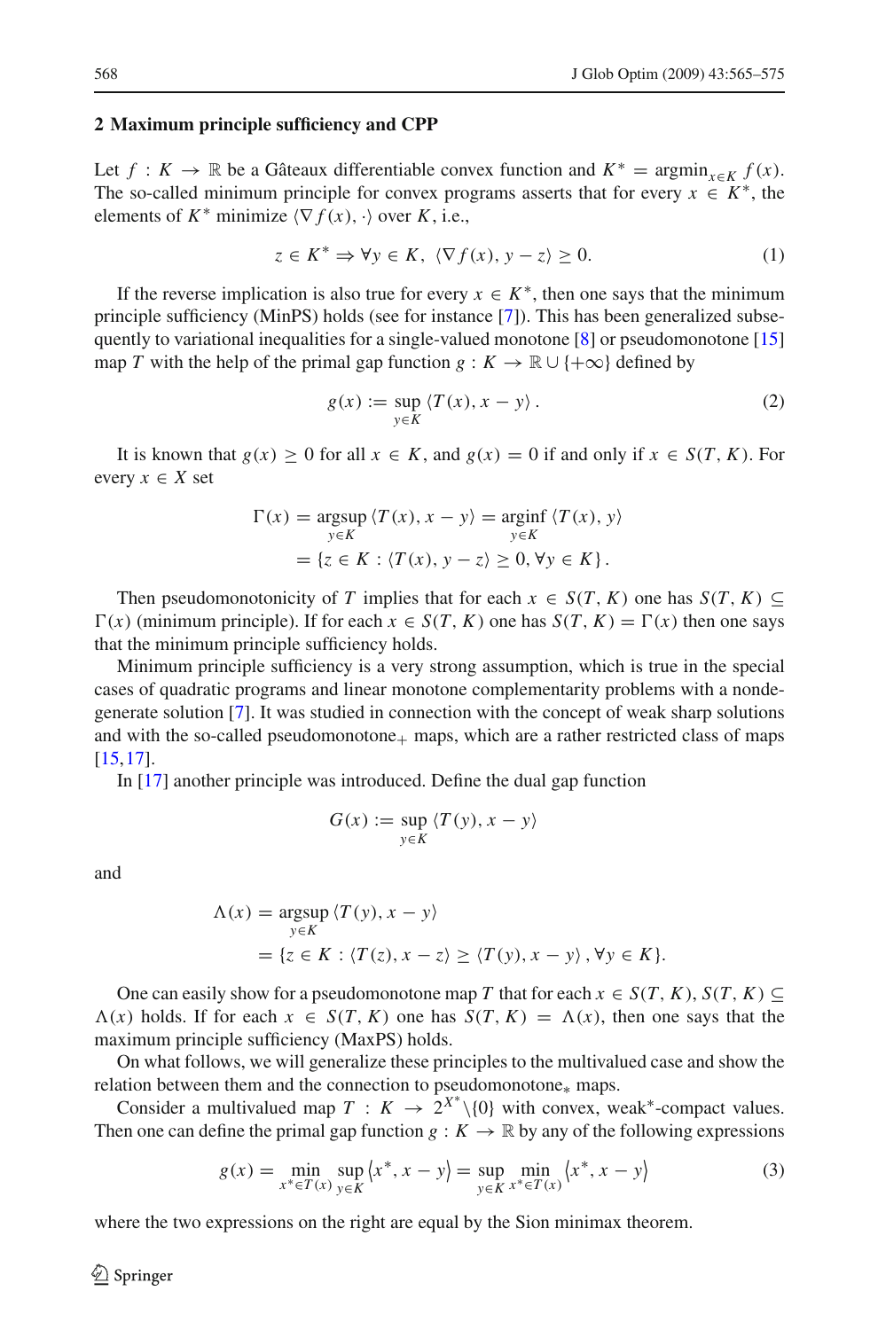## 2 Maximum principle sufficiency and CPP

Let $f : K \to \mathbb{R}$ be a Gâteaux differentiable convex function and $K^* = \operatorname{argmin}_{x \in K} f(x)$. The so-called minimum principle for convex programs asserts that for every $x \in K^*$, the elements of $K^*$ minimize $\langle \nabla f(x), \cdot \rangle$ over $K$, i.e.,

$$z \in K^* \Rightarrow \forall y \in K,\ \langle \nabla f(x), y - z \rangle \geq 0. \tag{1}$$

If the reverse implication is also true for every $x \in K^*$, then one says that the minimum principle sufficiency (MinPS) holds (see for instance [7]). This has been generalized subsequently to variational inequalities for a single-valued monotone [8] or pseudomonotone [15] map $T$ with the help of the primal gap function $g : K \to \mathbb{R} \cup \{+\infty\}$ defined by

$$g(x) := \sup_{y \in K} \langle T(x), x - y \rangle . \tag{2}$$

It is known that $g(x) \geq 0$ for all $x \in K$, and $g(x) = 0$ if and only if $x \in S(T, K)$. For every $x \in X$ set

$$\begin{aligned}
\Gamma(x) &= \operatorname*{argsup}_{y \in K} \langle T(x), x - y \rangle = \operatorname*{arginf}_{y \in K} \langle T(x), y \rangle \\
&= \{z \in K : \langle T(x), y - z \rangle \geq 0, \forall y \in K\}.
\end{aligned}$$

Then pseudomonotonicity of $T$ implies that for each $x \in S(T, K)$ one has $S(T, K) \subseteq \Gamma(x)$ (minimum principle). If for each $x \in S(T, K)$ one has $S(T, K) = \Gamma(x)$ then one says that the minimum principle sufficiency holds.

Minimum principle sufficiency is a very strong assumption, which is true in the special cases of quadratic programs and linear monotone complementarity problems with a nondegenerate solution [7]. It was studied in connection with the concept of weak sharp solutions and with the so-called pseudomonotone$_+$ maps, which are a rather restricted class of maps [15,17].

In [17] another principle was introduced. Define the dual gap function

$$G(x) := \sup_{y \in K} \langle T(y), x - y \rangle$$

and

$$\begin{aligned}
\Lambda(x) &= \operatorname*{argsup}_{y \in K} \langle T(y), x - y \rangle \\
&= \{z \in K : \langle T(z), x - z \rangle \geq \langle T(y), x - y \rangle, \forall y \in K\}.
\end{aligned}$$

One can easily show for a pseudomonotone map $T$ that for each $x \in S(T, K)$, $S(T, K) \subseteq \Lambda(x)$ holds. If for each $x \in S(T, K)$ one has $S(T, K) = \Lambda(x)$, then one says that the maximum principle sufficiency (MaxPS) holds.

On what follows, we will generalize these principles to the multivalued case and show the relation between them and the connection to pseudomonotone$_*$ maps.

Consider a multivalued map $T : K \to 2^{X^*} \backslash \{0\}$ with convex, weak$^*$-compact values. Then one can define the primal gap function $g : K \to \mathbb{R}$ by any of the following expressions

$$g(x) = \min_{x^* \in T(x)} \sup_{y \in K} \left\langle x^*, x - y \right\rangle = \sup_{y \in K} \min_{x^* \in T(x)} \left\langle x^*, x - y \right\rangle \tag{3}$$

where the two expressions on the right are equal by the Sion minimax theorem.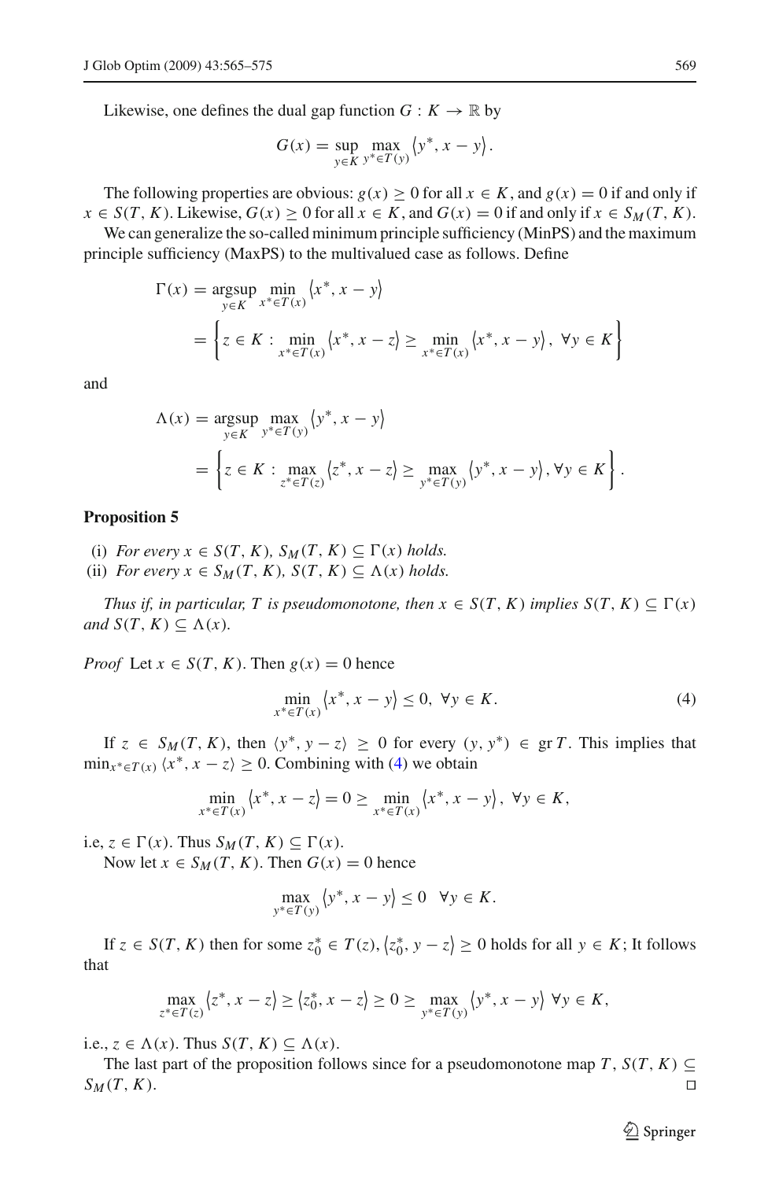Likewise, one defines the dual gap function $G : K \to \mathbb{R}$ by

$$G(x) = \sup_{y \in K} \max_{y^* \in T(y)} \langle y^*, x - y \rangle.$$

The following properties are obvious: $g(x) \geq 0$ for all $x \in K$, and $g(x) = 0$ if and only if $x \in S(T, K)$. Likewise, $G(x) \geq 0$ for all $x \in K$, and $G(x) = 0$ if and only if $x \in S_M(T, K)$.

We can generalize the so-called minimum principle sufficiency (MinPS) and the maximum principle sufficiency (MaxPS) to the multivalued case as follows. Define

$$\begin{aligned}
\Gamma(x) &= \operatorname*{argsup}_{y \in K} \min_{x^* \in T(x)} \langle x^*, x - y \rangle \\
&= \left\{ z \in K : \min_{x^* \in T(x)} \langle x^*, x - z \rangle \geq \min_{x^* \in T(x)} \langle x^*, x - y \rangle, \ \forall y \in K \right\}
\end{aligned}$$

and

$$\begin{aligned}
\Lambda(x) &= \operatorname*{argsup}_{y \in K} \max_{y^* \in T(y)} \langle y^*, x - y \rangle \\
&= \left\{ z \in K : \max_{z^* \in T(z)} \langle z^*, x - z \rangle \geq \max_{y^* \in T(y)} \langle y^*, x - y \rangle, \forall y \in K \right\}.
\end{aligned}$$

**Proposition 5**

(i) *For every* $x \in S(T, K)$*,* $S_M(T, K) \subseteq \Gamma(x)$ *holds.*
(ii) *For every* $x \in S_M(T, K)$*,* $S(T, K) \subseteq \Lambda(x)$ *holds.*

*Thus if, in particular, T is pseudomonotone, then* $x \in S(T, K)$ *implies* $S(T, K) \subseteq \Gamma(x)$ *and* $S(T, K) \subseteq \Lambda(x)$*.*

*Proof* Let $x \in S(T, K)$. Then $g(x) = 0$ hence

$$\min_{x^* \in T(x)} \langle x^*, x - y \rangle \leq 0, \ \forall y \in K. \tag{4}$$

If $z \in S_M(T, K)$, then $\langle y^*, y - z \rangle \geq 0$ for every $(y, y^*) \in \operatorname{gr} T$. This implies that $\min_{x^* \in T(x)} \langle x^*, x - z \rangle \geq 0$. Combining with (4) we obtain

$$\min_{x^* \in T(x)} \langle x^*, x - z \rangle = 0 \geq \min_{x^* \in T(x)} \langle x^*, x - y \rangle, \ \forall y \in K,$$

i.e, $z \in \Gamma(x)$. Thus $S_M(T, K) \subseteq \Gamma(x)$.

Now let $x \in S_M(T, K)$. Then $G(x) = 0$ hence

$$\max_{y^* \in T(y)} \langle y^*, x - y \rangle \leq 0 \quad \forall y \in K.$$

If $z \in S(T, K)$ then for some $z_0^* \in T(z)$, $\langle z_0^*, y - z \rangle \geq 0$ holds for all $y \in K$; It follows that

$$\max_{z^* \in T(z)} \langle z^*, x - z \rangle \geq \langle z_0^*, x - z \rangle \geq 0 \geq \max_{y^* \in T(y)} \langle y^*, x - y \rangle \ \forall y \in K,$$

i.e., $z \in \Lambda(x)$. Thus $S(T, K) \subseteq \Lambda(x)$.

The last part of the proposition follows since for a pseudomonotone map $T$, $S(T, K) \subseteq S_M(T, K)$. □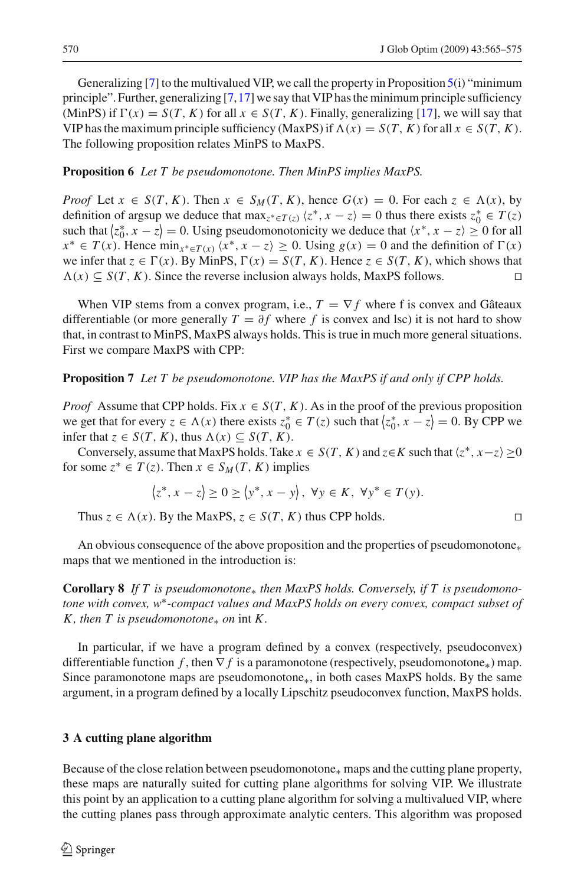Generalizing [7] to the multivalued VIP, we call the property in Proposition 5(i) "minimum principle". Further, generalizing [7,17] we say that VIP has the minimum principle sufficiency (MinPS) if $\Gamma(x) = S(T, K)$ for all $x \in S(T, K)$. Finally, generalizing [17], we will say that VIP has the maximum principle sufficiency (MaxPS) if $\Lambda(x) = S(T, K)$ for all $x \in S(T, K)$. The following proposition relates MinPS to MaxPS.

**Proposition 6** *Let $T$ be pseudomonotone. Then MinPS implies MaxPS.*

*Proof* Let $x \in S(T, K)$. Then $x \in S_M(T, K)$, hence $G(x) = 0$. For each $z \in \Lambda(x)$, by definition of argsup we deduce that $\max_{z^* \in T(z)} \langle z^*, x - z \rangle = 0$ thus there exists $z_0^* \in T(z)$ such that $\langle z_0^*, x - z \rangle = 0$. Using pseudomonotonicity we deduce that $\langle x^*, x - z \rangle \geq 0$ for all $x^* \in T(x)$. Hence $\min_{x^* \in T(x)} \langle x^*, x - z \rangle \geq 0$. Using $g(x) = 0$ and the definition of $\Gamma(x)$ we infer that $z \in \Gamma(x)$. By MinPS, $\Gamma(x) = S(T, K)$. Hence $z \in S(T, K)$, which shows that $\Lambda(x) \subseteq S(T, K)$. Since the reverse inclusion always holds, MaxPS follows. □

When VIP stems from a convex program, i.e., $T = \nabla f$ where f is convex and Gâteaux differentiable (or more generally $T = \partial f$ where $f$ is convex and lsc) it is not hard to show that, in contrast to MinPS, MaxPS always holds. This is true in much more general situations. First we compare MaxPS with CPP:

**Proposition 7** *Let $T$ be pseudomonotone. VIP has the MaxPS if and only if CPP holds.*

*Proof* Assume that CPP holds. Fix $x \in S(T, K)$. As in the proof of the previous proposition we get that for every $z \in \Lambda(x)$ there exists $z_0^* \in T(z)$ such that $\langle z_0^*, x - z \rangle = 0$. By CPP we infer that $z \in S(T, K)$, thus $\Lambda(x) \subseteq S(T, K)$.

Conversely, assume that MaxPS holds. Take $x \in S(T, K)$ and $z \in K$ such that $\langle z^*, x - z \rangle \geq 0$ for some $z^* \in T(z)$. Then $x \in S_M(T, K)$ implies

$$\langle z^*, x - z \rangle \geq 0 \geq \langle y^*, x - y \rangle, \ \ \forall y \in K, \ \ \forall y^* \in T(y).$$

Thus $z \in \Lambda(x)$. By the MaxPS, $z \in S(T, K)$ thus CPP holds. □

An obvious consequence of the above proposition and the properties of pseudomonotone$_*$ maps that we mentioned in the introduction is:

**Corollary 8** *If $T$ is pseudomonotone$_*$ then MaxPS holds. Conversely, if $T$ is pseudomonotone with convex, $w^*$-compact values and MaxPS holds on every convex, compact subset of $K$, then $T$ is pseudomonotone$_*$ on* int $K$.

In particular, if we have a program defined by a convex (respectively, pseudoconvex) differentiable function $f$, then $\nabla f$ is a paramonotone (respectively, pseudomonotone$_*$) map. Since paramonotone maps are pseudomonotone$_*$, in both cases MaxPS holds. By the same argument, in a program defined by a locally Lipschitz pseudoconvex function, MaxPS holds.

## 3 A cutting plane algorithm

Because of the close relation between pseudomonotone$_*$ maps and the cutting plane property, these maps are naturally suited for cutting plane algorithms for solving VIP. We illustrate this point by an application to a cutting plane algorithm for solving a multivalued VIP, where the cutting planes pass through approximate analytic centers. This algorithm was proposed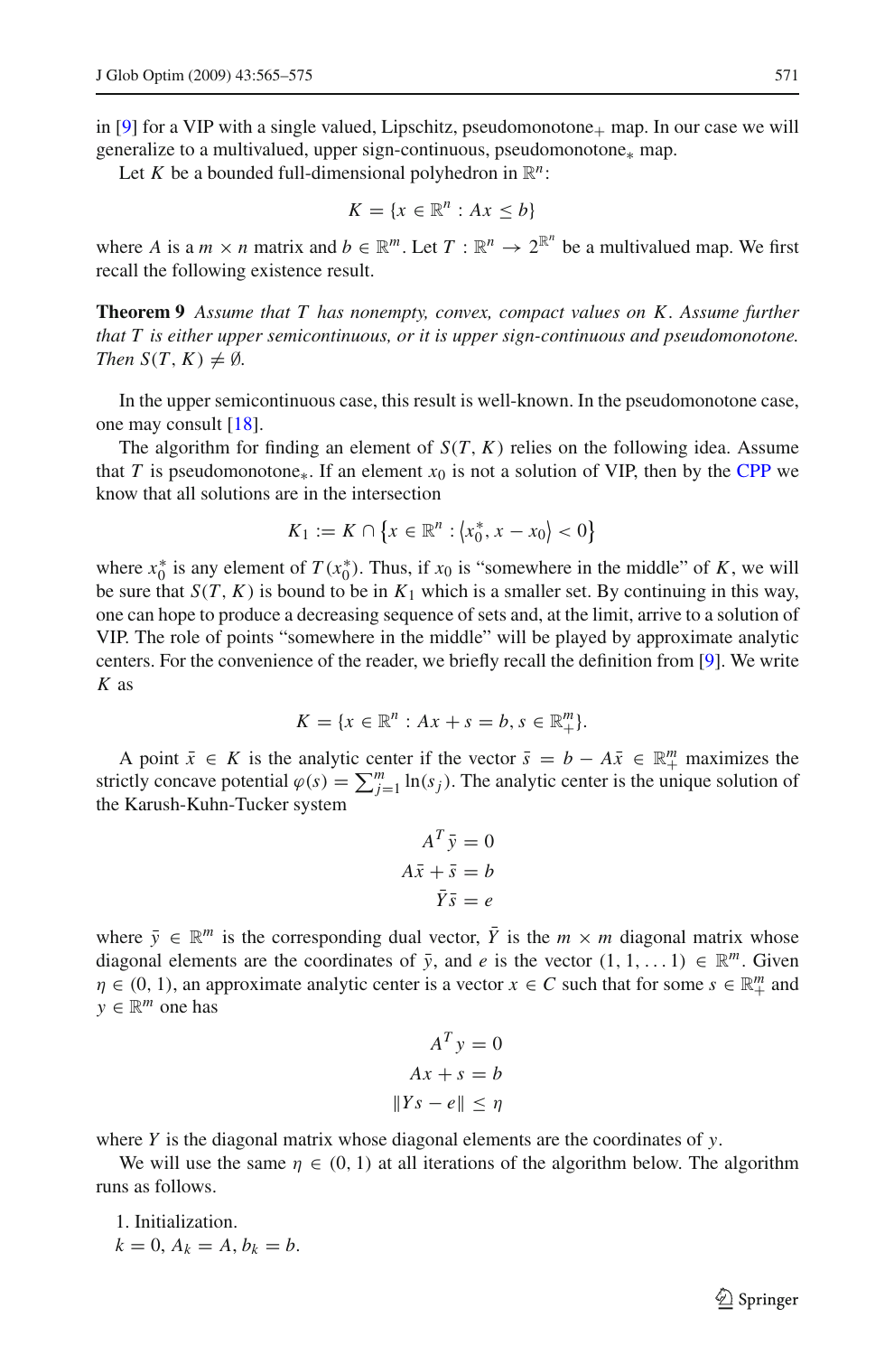in [9] for a VIP with a single valued, Lipschitz, pseudomonotone$_+$ map. In our case we will generalize to a multivalued, upper sign-continuous, pseudomonotone$_*$ map.

Let $K$ be a bounded full-dimensional polyhedron in $\mathbb{R}^n$:

$$K = \{x \in \mathbb{R}^n : Ax \leq b\}$$

where $A$ is a $m \times n$ matrix and $b \in \mathbb{R}^m$. Let $T : \mathbb{R}^n \to 2^{\mathbb{R}^n}$ be a multivalued map. We first recall the following existence result.

**Theorem 9** *Assume that $T$ has nonempty, convex, compact values on $K$. Assume further that $T$ is either upper semicontinuous, or it is upper sign-continuous and pseudomonotone. Then $S(T, K) \neq \emptyset$.*

In the upper semicontinuous case, this result is well-known. In the pseudomonotone case, one may consult [18].

The algorithm for finding an element of $S(T, K)$ relies on the following idea. Assume that $T$ is pseudomonotone$_*$. If an element $x_0$ is not a solution of VIP, then by the CPP we know that all solutions are in the intersection

$$K_1 := K \cap \left\{x \in \mathbb{R}^n : \left\langle x_0^*, x - x_0 \right\rangle < 0\right\}$$

where $x_0^*$ is any element of $T(x_0^*)$. Thus, if $x_0$ is "somewhere in the middle" of $K$, we will be sure that $S(T, K)$ is bound to be in $K_1$ which is a smaller set. By continuing in this way, one can hope to produce a decreasing sequence of sets and, at the limit, arrive to a solution of VIP. The role of points "somewhere in the middle" will be played by approximate analytic centers. For the convenience of the reader, we briefly recall the definition from [9]. We write $K$ as

$$K = \{x \in \mathbb{R}^n : Ax + s = b, s \in \mathbb{R}^m_+\}.$$

A point $\bar{x} \in K$ is the analytic center if the vector $\bar{s} = b - A\bar{x} \in \mathbb{R}^m_+$ maximizes the strictly concave potential $\varphi(s) = \sum_{j=1}^m \ln(s_j)$. The analytic center is the unique solution of the Karush-Kuhn-Tucker system

$$\begin{aligned} A^T \bar{y} &= 0 \\ A\bar{x} + \bar{s} &= b \\ \bar{Y}\bar{s} &= e \end{aligned}$$

where $\bar{y} \in \mathbb{R}^m$ is the corresponding dual vector, $\bar{Y}$ is the $m \times m$ diagonal matrix whose diagonal elements are the coordinates of $\bar{y}$, and $e$ is the vector $(1, 1, \dots 1) \in \mathbb{R}^m$. Given $\eta \in (0, 1)$, an approximate analytic center is a vector $x \in C$ such that for some $s \in \mathbb{R}^m_+$ and $y \in \mathbb{R}^m$ one has

$$\begin{aligned} A^T y &= 0 \\ Ax + s &= b \\ \|Ys - e\| &\leq \eta \end{aligned}$$

where $Y$ is the diagonal matrix whose diagonal elements are the coordinates of $y$.

We will use the same $\eta \in (0, 1)$ at all iterations of the algorithm below. The algorithm runs as follows.

1. Initialization.
$k = 0$, $A_k = A$, $b_k = b$.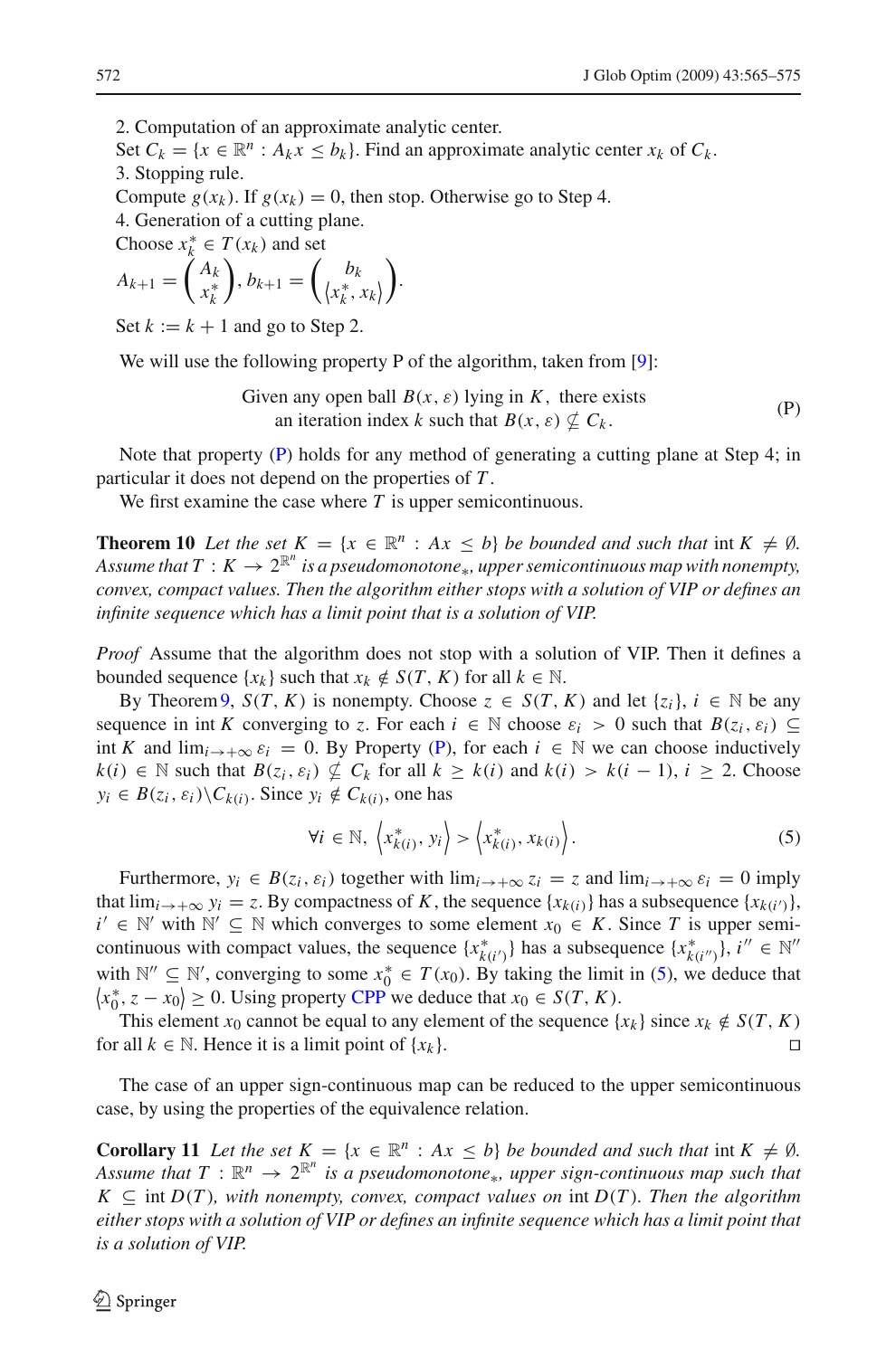2. Computation of an approximate analytic center.
Set $C_k = \{x \in \mathbb{R}^n : A_k x \leq b_k\}$. Find an approximate analytic center $x_k$ of $C_k$.
3. Stopping rule.
Compute $g(x_k)$. If $g(x_k) = 0$, then stop. Otherwise go to Step 4.
4. Generation of a cutting plane.
Choose $x_k^* \in T(x_k)$ and set
$A_{k+1} = \begin{pmatrix} A_k \\ x_k^* \end{pmatrix}, b_{k+1} = \begin{pmatrix} b_k \\ \langle x_k^*, x_k \rangle \end{pmatrix}$.
Set $k := k + 1$ and go to Step 2.

We will use the following property P of the algorithm, taken from [9]:

$$\text{Given any open ball } B(x, \varepsilon) \text{ lying in } K, \text{ there exists an iteration index } k \text{ such that } B(x, \varepsilon) \nsubseteq C_k. \tag{P}$$

Note that property (P) holds for any method of generating a cutting plane at Step 4; in particular it does not depend on the properties of $T$.

We first examine the case where $T$ is upper semicontinuous.

**Theorem 10** *Let the set $K = \{x \in \mathbb{R}^n : Ax \leq b\}$ be bounded and such that* int $K \neq \emptyset$. *Assume that $T : K \to 2^{\mathbb{R}^n}$ is a pseudomonotone$_*$, upper semicontinuous map with nonempty, convex, compact values. Then the algorithm either stops with a solution of VIP or defines an infinite sequence which has a limit point that is a solution of VIP.*

*Proof* Assume that the algorithm does not stop with a solution of VIP. Then it defines a bounded sequence $\{x_k\}$ such that $x_k \notin S(T, K)$ for all $k \in \mathbb{N}$.

By Theorem 9, $S(T, K)$ is nonempty. Choose $z \in S(T, K)$ and let $\{z_i\}$, $i \in \mathbb{N}$ be any sequence in int $K$ converging to $z$. For each $i \in \mathbb{N}$ choose $\varepsilon_i > 0$ such that $B(z_i, \varepsilon_i) \subseteq$ int $K$ and $\lim_{i \to +\infty} \varepsilon_i = 0$. By Property (P), for each $i \in \mathbb{N}$ we can choose inductively $k(i) \in \mathbb{N}$ such that $B(z_i, \varepsilon_i) \nsubseteq C_k$ for all $k \geq k(i)$ and $k(i) > k(i-1)$, $i \geq 2$. Choose $y_i \in B(z_i, \varepsilon_i) \backslash C_{k(i)}$. Since $y_i \notin C_{k(i)}$, one has

$$\forall i \in \mathbb{N}, \left\langle x_{k(i)}^*, y_i \right\rangle > \left\langle x_{k(i)}^*, x_{k(i)} \right\rangle. \tag{5}$$

Furthermore, $y_i \in B(z_i, \varepsilon_i)$ together with $\lim_{i \to +\infty} z_i = z$ and $\lim_{i \to +\infty} \varepsilon_i = 0$ imply that $\lim_{i \to +\infty} y_i = z$. By compactness of $K$, the sequence $\{x_{k(i)}\}$ has a subsequence $\{x_{k(i')}\}$, $i' \in \mathbb{N}'$ with $\mathbb{N}' \subseteq \mathbb{N}$ which converges to some element $x_0 \in K$. Since $T$ is upper semicontinuous with compact values, the sequence $\{x_{k(i')}^*\}$ has a subsequence $\{x_{k(i'')}^*\}$, $i'' \in \mathbb{N}''$ with $\mathbb{N}'' \subseteq \mathbb{N}'$, converging to some $x_0^* \in T(x_0)$. By taking the limit in (5), we deduce that $\langle x_0^*, z - x_0 \rangle \geq 0$. Using property CPP we deduce that $x_0 \in S(T, K)$.

This element $x_0$ cannot be equal to any element of the sequence $\{x_k\}$ since $x_k \notin S(T, K)$ for all $k \in \mathbb{N}$. Hence it is a limit point of $\{x_k\}$. □

The case of an upper sign-continuous map can be reduced to the upper semicontinuous case, by using the properties of the equivalence relation.

**Corollary 11** *Let the set $K = \{x \in \mathbb{R}^n : Ax \leq b\}$ be bounded and such that* int $K \neq \emptyset$. *Assume that $T : \mathbb{R}^n \to 2^{\mathbb{R}^n}$ is a pseudomonotone$_*$, upper sign-continuous map such that $K \subseteq$ int $D(T)$, with nonempty, convex, compact values on* int $D(T)$. *Then the algorithm either stops with a solution of VIP or defines an infinite sequence which has a limit point that is a solution of VIP.*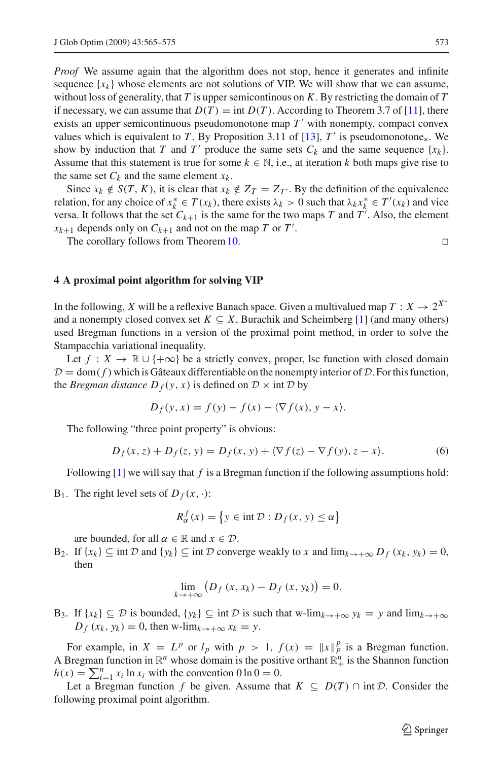*Proof* We assume again that the algorithm does not stop, hence it generates and infinite sequence $\{x_k\}$ whose elements are not solutions of VIP. We will show that we can assume, without loss of generality, that $T$ is upper semicontinous on $K$. By restricting the domain of $T$ if necessary, we can assume that $D(T) = \text{int}\, D(T)$. According to Theorem 3.7 of [11], there exists an upper semicontinuous pseudomonotone map $T'$ with nonempty, compact convex values which is equivalent to $T$. By Proposition 3.11 of [13], $T'$ is pseudomonotone$_*$. We show by induction that $T$ and $T'$ produce the same sets $C_k$ and the same sequence $\{x_k\}$. Assume that this statement is true for some $k \in \mathbb{N}$, i.e., at iteration $k$ both maps give rise to the same set $C_k$ and the same element $x_k$.

Since $x_k \notin S(T, K)$, it is clear that $x_k \notin Z_T = Z_{T'}$. By the definition of the equivalence relation, for any choice of $x_k^* \in T(x_k)$, there exists $\lambda_k > 0$ such that $\lambda_k x_k^* \in T'(x_k)$ and vice versa. It follows that the set $C_{k+1}$ is the same for the two maps $T$ and $T'$. Also, the element $x_{k+1}$ depends only on $C_{k+1}$ and not on the map $T$ or $T'$.

The corollary follows from Theorem 10. □

## 4 A proximal point algorithm for solving VIP

In the following, $X$ will be a reflexive Banach space. Given a multivalued map $T : X \to 2^{X^*}$ and a nonempty closed convex set $K \subseteq X$, Burachik and Scheimberg [1] (and many others) used Bregman functions in a version of the proximal point method, in order to solve the Stampacchia variational inequality.

Let $f : X \to \mathbb{R} \cup \{+\infty\}$ be a strictly convex, proper, lsc function with closed domain $\mathcal{D} = \text{dom}(f)$ which is Gâteaux differentiable on the nonempty interior of $\mathcal{D}$. For this function, the *Bregman distance* $D_f(y, x)$ is defined on $\mathcal{D} \times \text{int}\,\mathcal{D}$ by

$$D_f(y, x) = f(y) - f(x) - \langle \nabla f(x), y - x\rangle.$$

The following "three point property" is obvious:

$$D_f(x, z) + D_f(z, y) = D_f(x, y) + \langle \nabla f(z) - \nabla f(y), z - x\rangle. \tag{6}$$

Following [1] we will say that $f$ is a Bregman function if the following assumptions hold:

B$_1$. The right level sets of $D_f(x, \cdot)$:

$$R_\alpha^f(x) = \left\{y \in \text{int}\,\mathcal{D} : D_f(x, y) \le \alpha\right\}$$

are bounded, for all $\alpha \in \mathbb{R}$ and $x \in \mathcal{D}$.

B$_2$. If $\{x_k\} \subseteq \text{int}\,\mathcal{D}$ and $\{y_k\} \subseteq \text{int}\,\mathcal{D}$ converge weakly to $x$ and $\lim_{k\to+\infty} D_f(x_k, y_k) = 0$, then

$$\lim_{k\to+\infty} \left(D_f(x, x_k) - D_f(x, y_k)\right) = 0.$$

B$_3$. If $\{x_k\} \subseteq \mathcal{D}$ is bounded, $\{y_k\} \subseteq \text{int}\,\mathcal{D}$ is such that w-$\lim_{k\to+\infty} y_k = y$ and $\lim_{k\to+\infty} D_f(x_k, y_k) = 0$, then w-$\lim_{k\to+\infty} x_k = y$.

For example, in $X = L^p$ or $l_p$ with $p > 1$, $f(x) = \|x\|_p^p$ is a Bregman function. A Bregman function in $\mathbb{R}^n$ whose domain is the positive orthant $\mathbb{R}_+^n$ is the Shannon function $h(x) = \sum_{i=1}^n x_i \ln x_i$ with the convention $0 \ln 0 = 0$.

Let a Bregman function $f$ be given. Assume that $K \subseteq D(T) \cap \text{int}\,\mathcal{D}$. Consider the following proximal point algorithm.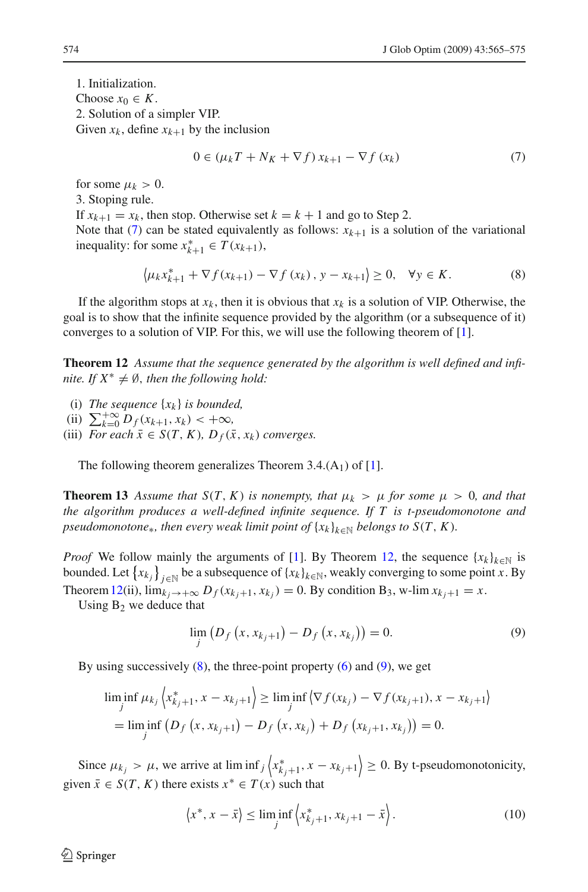1. Initialization.
Choose $x_0 \in K$.
2. Solution of a simpler VIP.
Given $x_k$, define $x_{k+1}$ by the inclusion

$$0 \in (\mu_k T + N_K + \nabla f)\, x_{k+1} - \nabla f\,(x_k) \tag{7}$$

for some $\mu_k > 0$.
3. Stoping rule.
If $x_{k+1} = x_k$, then stop. Otherwise set $k = k + 1$ and go to Step 2.
Note that (7) can be stated equivalently as follows: $x_{k+1}$ is a solution of the variational inequality: for some $x^*_{k+1} \in T(x_{k+1})$,

$$\left\langle \mu_k x^*_{k+1} + \nabla f(x_{k+1}) - \nabla f\,(x_k)\,,\, y - x_{k+1}\right\rangle \geq 0, \quad \forall y \in K. \tag{8}$$

If the algorithm stops at $x_k$, then it is obvious that $x_k$ is a solution of VIP. Otherwise, the goal is to show that the infinite sequence provided by the algorithm (or a subsequence of it) converges to a solution of VIP. For this, we will use the following theorem of [1].

**Theorem 12** *Assume that the sequence generated by the algorithm is well defined and infinite. If $X^* \neq \emptyset$, then the following hold:*

(i) *The sequence $\{x_k\}$ is bounded,*
(ii) $\sum_{k=0}^{+\infty} D_f(x_{k+1}, x_k) < +\infty$,
(iii) *For each $\bar{x} \in S(T, K)$, $D_f(\bar{x}, x_k)$ converges.*

The following theorem generalizes Theorem 3.4.($A_1$) of [1].

**Theorem 13** *Assume that $S(T, K)$ is nonempty, that $\mu_k > \mu$ for some $\mu > 0$, and that the algorithm produces a well-defined infinite sequence. If $T$ is t-pseudomonotone and pseudomonotone$_*$, then every weak limit point of $\{x_k\}_{k\in\mathbb{N}}$ belongs to $S(T, K)$.*

*Proof* We follow mainly the arguments of [1]. By Theorem 12, the sequence $\{x_k\}_{k\in\mathbb{N}}$ is bounded. Let $\left\{x_{k_j}\right\}_{j\in\mathbb{N}}$ be a subsequence of $\{x_k\}_{k\in\mathbb{N}}$, weakly converging to some point $x$. By Theorem 12(ii), $\lim_{k_j\to+\infty} D_f(x_{k_j+1}, x_{k_j}) = 0$. By condition $B_3$, w-lim $x_{k_j+1} = x$.

Using $B_2$ we deduce that

$$\lim_j \left(D_f\left(x, x_{k_j+1}\right) - D_f\left(x, x_{k_j}\right)\right) = 0. \tag{9}$$

By using successively (8), the three-point property (6) and (9), we get

$$\begin{aligned}
\liminf_j \mu_{k_j}\left\langle x^*_{k_j+1}, x - x_{k_j+1}\right\rangle &\geq \liminf_j \left\langle \nabla f(x_{k_j}) - \nabla f(x_{k_j+1}), x - x_{k_j+1}\right\rangle \\
&= \liminf_j \left(D_f\left(x, x_{k_j+1}\right) - D_f\left(x, x_{k_j}\right) + D_f\left(x_{k_j+1}, x_{k_j}\right)\right) = 0.
\end{aligned}$$

Since $\mu_{k_j} > \mu$, we arrive at $\liminf_j \left\langle x^*_{k_j+1}, x - x_{k_j+1}\right\rangle \geq 0$. By t-pseudomonotonicity, given $\bar{x} \in S(T, K)$ there exists $x^* \in T(x)$ such that

$$\left\langle x^*, x - \bar{x}\right\rangle \leq \liminf_j \left\langle x^*_{k_j+1}, x_{k_j+1} - \bar{x}\right\rangle. \tag{10}$$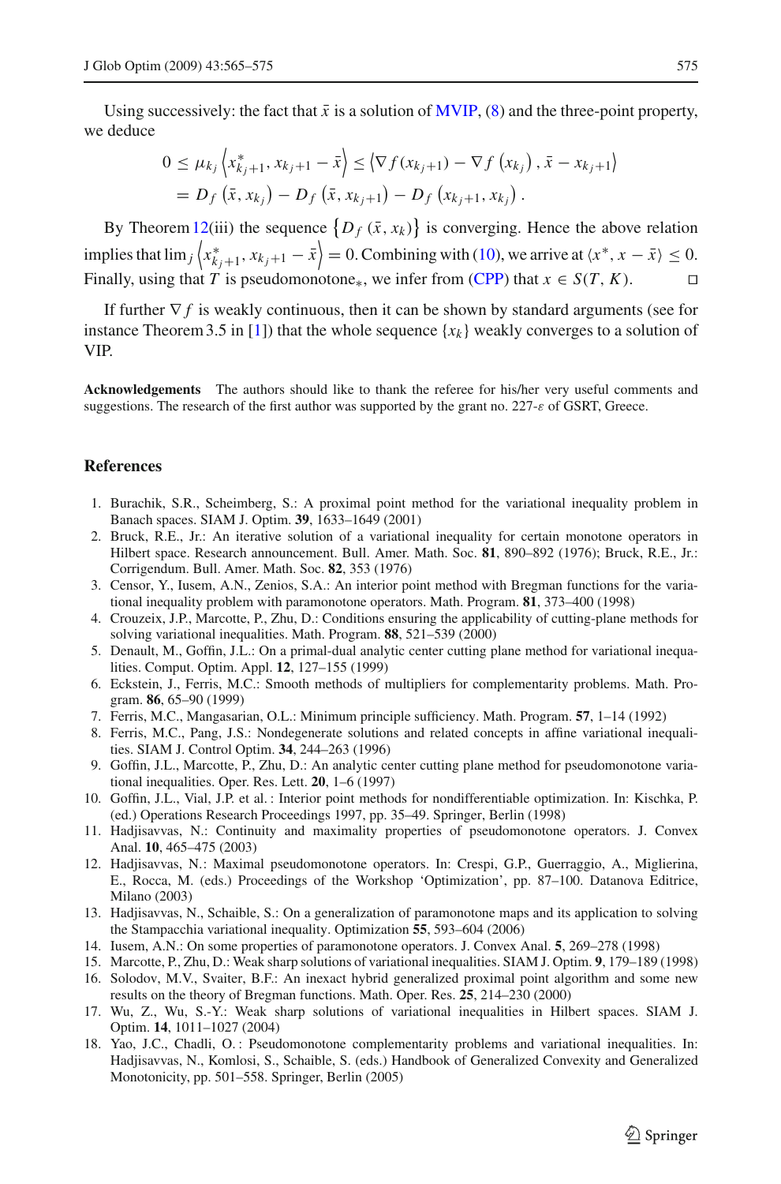Using successively: the fact that $\bar{x}$ is a solution of MVIP, (8) and the three-point property, we deduce

$$0 \leq \mu_{k_j} \left\langle x^*_{k_j+1}, x_{k_j+1} - \bar{x} \right\rangle \leq \left\langle \nabla f(x_{k_j+1}) - \nabla f\left(x_{k_j}\right), \bar{x} - x_{k_j+1} \right\rangle$$
$$= D_f\left(\bar{x}, x_{k_j}\right) - D_f\left(\bar{x}, x_{k_j+1}\right) - D_f\left(x_{k_j+1}, x_{k_j}\right).$$

By Theorem 12(iii) the sequence $\left\{D_f\left(\bar{x}, x_k\right)\right\}$ is converging. Hence the above relation implies that $\lim_j \left\langle x^*_{k_j+1}, x_{k_j+1} - \bar{x} \right\rangle = 0$. Combining with (10), we arrive at $\langle x^*, x - \bar{x} \rangle \leq 0$. Finally, using that $T$ is pseudomonotone$_*$, we infer from (CPP) that $x \in S(T, K)$. □

If further $\nabla f$ is weakly continuous, then it can be shown by standard arguments (see for instance Theorem 3.5 in [1]) that the whole sequence $\{x_k\}$ weakly converges to a solution of VIP.

**Acknowledgements** The authors should like to thank the referee for his/her very useful comments and suggestions. The research of the first author was supported by the grant no. 227-$\varepsilon$ of GSRT, Greece.

## References

1. Burachik, S.R., Scheimberg, S.: A proximal point method for the variational inequality problem in Banach spaces. SIAM J. Optim. **39**, 1633–1649 (2001)
2. Bruck, R.E., Jr.: An iterative solution of a variational inequality for certain monotone operators in Hilbert space. Research announcement. Bull. Amer. Math. Soc. **81**, 890–892 (1976); Bruck, R.E., Jr.: Corrigendum. Bull. Amer. Math. Soc. **82**, 353 (1976)
3. Censor, Y., Iusem, A.N., Zenios, S.A.: An interior point method with Bregman functions for the variational inequality problem with paramonotone operators. Math. Program. **81**, 373–400 (1998)
4. Crouzeix, J.P., Marcotte, P., Zhu, D.: Conditions ensuring the applicability of cutting-plane methods for solving variational inequalities. Math. Program. **88**, 521–539 (2000)
5. Denault, M., Goffin, J.L.: On a primal-dual analytic center cutting plane method for variational inequalities. Comput. Optim. Appl. **12**, 127–155 (1999)
6. Eckstein, J., Ferris, M.C.: Smooth methods of multipliers for complementarity problems. Math. Program. **86**, 65–90 (1999)
7. Ferris, M.C., Mangasarian, O.L.: Minimum principle sufficiency. Math. Program. **57**, 1–14 (1992)
8. Ferris, M.C., Pang, J.S.: Nondegenerate solutions and related concepts in affine variational inequalities. SIAM J. Control Optim. **34**, 244–263 (1996)
9. Goffin, J.L., Marcotte, P., Zhu, D.: An analytic center cutting plane method for pseudomonotone variational inequalities. Oper. Res. Lett. **20**, 1–6 (1997)
10. Goffin, J.L., Vial, J.P. et al. : Interior point methods for nondifferentiable optimization. In: Kischka, P. (ed.) Operations Research Proceedings 1997, pp. 35–49. Springer, Berlin (1998)
11. Hadjisavvas, N.: Continuity and maximality properties of pseudomonotone operators. J. Convex Anal. **10**, 465–475 (2003)
12. Hadjisavvas, N.: Maximal pseudomonotone operators. In: Crespi, G.P., Guerraggio, A., Miglierina, E., Rocca, M. (eds.) Proceedings of the Workshop 'Optimization', pp. 87–100. Datanova Editrice, Milano (2003)
13. Hadjisavvas, N., Schaible, S.: On a generalization of paramonotone maps and its application to solving the Stampacchia variational inequality. Optimization **55**, 593–604 (2006)
14. Iusem, A.N.: On some properties of paramonotone operators. J. Convex Anal. **5**, 269–278 (1998)
15. Marcotte, P., Zhu, D.: Weak sharp solutions of variational inequalities. SIAM J. Optim. **9**, 179–189 (1998)
16. Solodov, M.V., Svaiter, B.F.: An inexact hybrid generalized proximal point algorithm and some new results on the theory of Bregman functions. Math. Oper. Res. **25**, 214–230 (2000)
17. Wu, Z., Wu, S.-Y.: Weak sharp solutions of variational inequalities in Hilbert spaces. SIAM J. Optim. **14**, 1011–1027 (2004)
18. Yao, J.C., Chadli, O.: Pseudomonotone complementarity problems and variational inequalities. In: Hadjisavvas, N., Komlosi, S., Schaible, S. (eds.) Handbook of Generalized Convexity and Generalized Monotonicity, pp. 501–558. Springer, Berlin (2005)